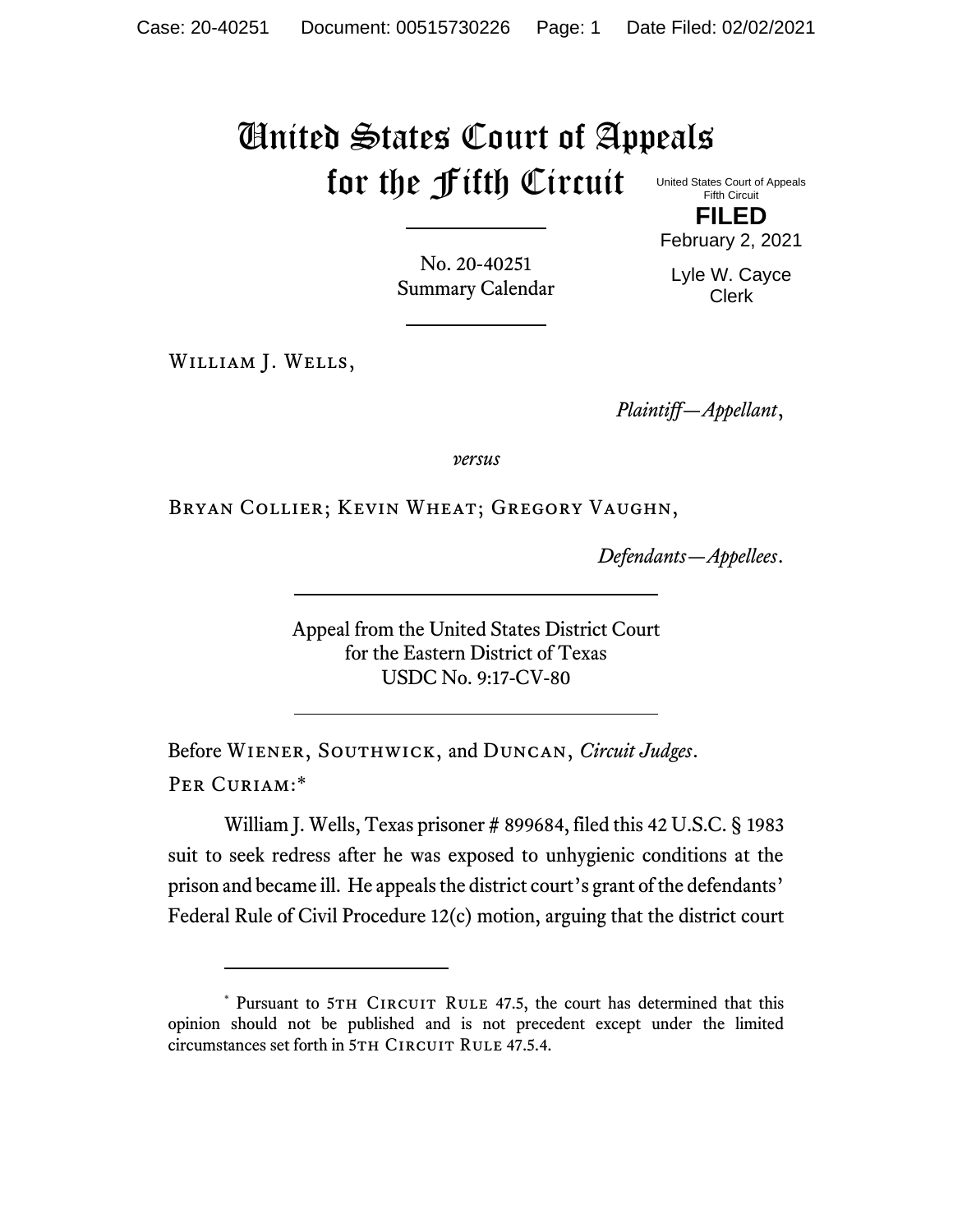# United States Court of Appeals for the Fifth Circuit

United States Court of Appeals
Fifth Circuit

**FILED**

February 2, 2021

Lyle W. Cayce
Clerk

No. 20-40251
Summary Calendar

William J. Wells,

*Plaintiff—Appellant*,

*versus*

Bryan Collier; Kevin Wheat; Gregory Vaughn,

*Defendants—Appellees*.

Appeal from the United States District Court
for the Eastern District of Texas
USDC No. 9:17-CV-80

Before Wiener, Southwick, and Duncan, *Circuit Judges*.

Per Curiam:*

William J. Wells, Texas prisoner # 899684, filed this 42 U.S.C. § 1983 suit to seek redress after he was exposed to unhygienic conditions at the prison and became ill. He appeals the district court's grant of the defendants' Federal Rule of Civil Procedure 12(c) motion, arguing that the district court

---

* Pursuant to 5th Circuit Rule 47.5, the court has determined that this opinion should not be published and is not precedent except under the limited circumstances set forth in 5th Circuit Rule 47.5.4.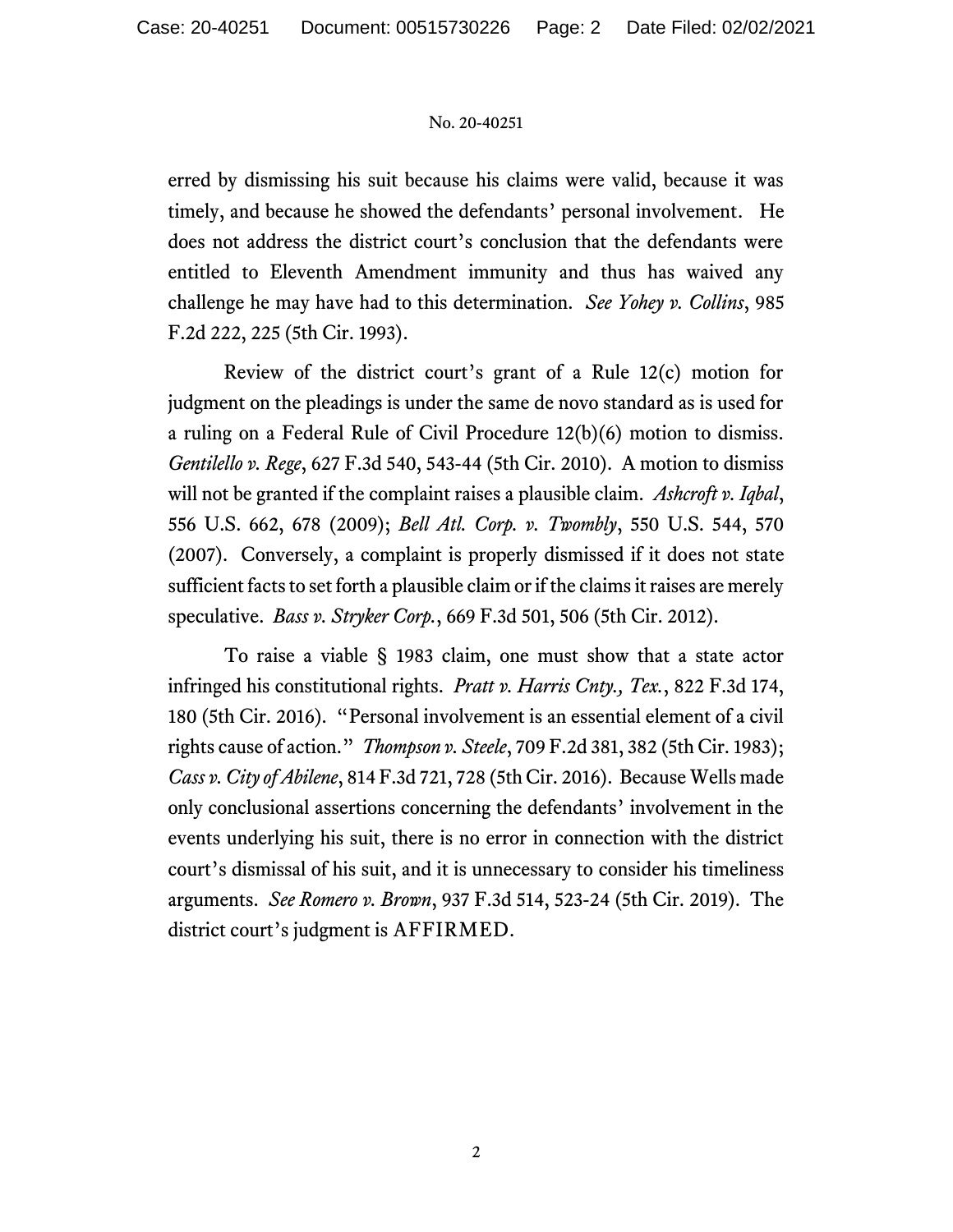erred by dismissing his suit because his claims were valid, because it was timely, and because he showed the defendants' personal involvement. He does not address the district court's conclusion that the defendants were entitled to Eleventh Amendment immunity and thus has waived any challenge he may have had to this determination. *See Yohey v. Collins*, 985 F.2d 222, 225 (5th Cir. 1993).

Review of the district court's grant of a Rule 12(c) motion for judgment on the pleadings is under the same de novo standard as is used for a ruling on a Federal Rule of Civil Procedure 12(b)(6) motion to dismiss. *Gentilello v. Rege*, 627 F.3d 540, 543-44 (5th Cir. 2010). A motion to dismiss will not be granted if the complaint raises a plausible claim. *Ashcroft v. Iqbal*, 556 U.S. 662, 678 (2009); *Bell Atl. Corp. v. Twombly*, 550 U.S. 544, 570 (2007). Conversely, a complaint is properly dismissed if it does not state sufficient facts to set forth a plausible claim or if the claims it raises are merely speculative. *Bass v. Stryker Corp.*, 669 F.3d 501, 506 (5th Cir. 2012).

To raise a viable § 1983 claim, one must show that a state actor infringed his constitutional rights. *Pratt v. Harris Cnty., Tex.*, 822 F.3d 174, 180 (5th Cir. 2016). "Personal involvement is an essential element of a civil rights cause of action." *Thompson v. Steele*, 709 F.2d 381, 382 (5th Cir. 1983); *Cass v. City of Abilene*, 814 F.3d 721, 728 (5th Cir. 2016). Because Wells made only conclusional assertions concerning the defendants' involvement in the events underlying his suit, there is no error in connection with the district court's dismissal of his suit, and it is unnecessary to consider his timeliness arguments. *See Romero v. Brown*, 937 F.3d 514, 523-24 (5th Cir. 2019). The district court's judgment is AFFIRMED.